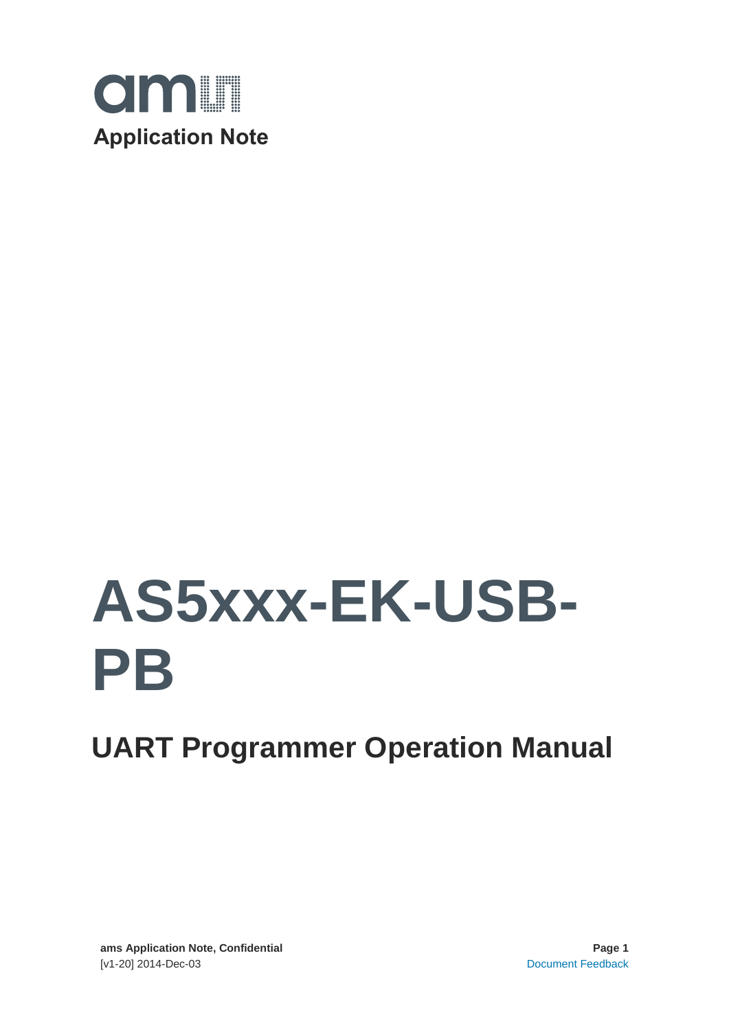**Application Note**

# AS5xxx-EK-USB-PB

## UART Programmer Operation Manual

**ams Application Note, Confidential**
[v1-20] 2014-Dec-03

Document Feedback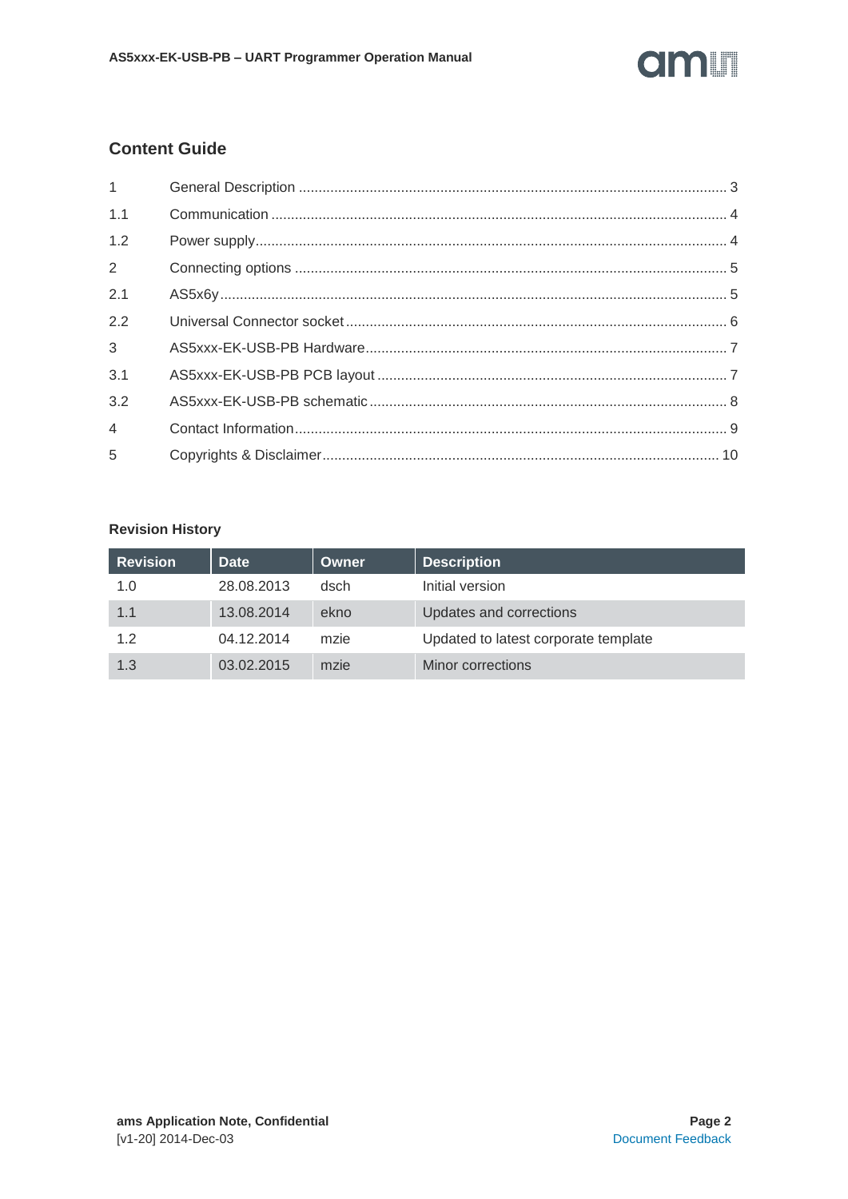## Content Guide

| | | |
|---|---|---|
| 1 | General Description | 3 |
| 1.1 | Communication | 4 |
| 1.2 | Power supply | 4 |
| 2 | Connecting options | 5 |
| 2.1 | AS5x6y | 5 |
| 2.2 | Universal Connector socket | 6 |
| 3 | AS5xxx-EK-USB-PB Hardware | 7 |
| 3.1 | AS5xxx-EK-USB-PB PCB layout | 7 |
| 3.2 | AS5xxx-EK-USB-PB schematic | 8 |
| 4 | Contact Information | 9 |
| 5 | Copyrights & Disclaimer | 10 |

### Revision History

| Revision | Date | Owner | Description |
|---|---|---|---|
| 1.0 | 28.08.2013 | dsch | Initial version |
| 1.1 | 13.08.2014 | ekno | Updates and corrections |
| 1.2 | 04.12.2014 | mzie | Updated to latest corporate template |
| 1.3 | 03.02.2015 | mzie | Minor corrections |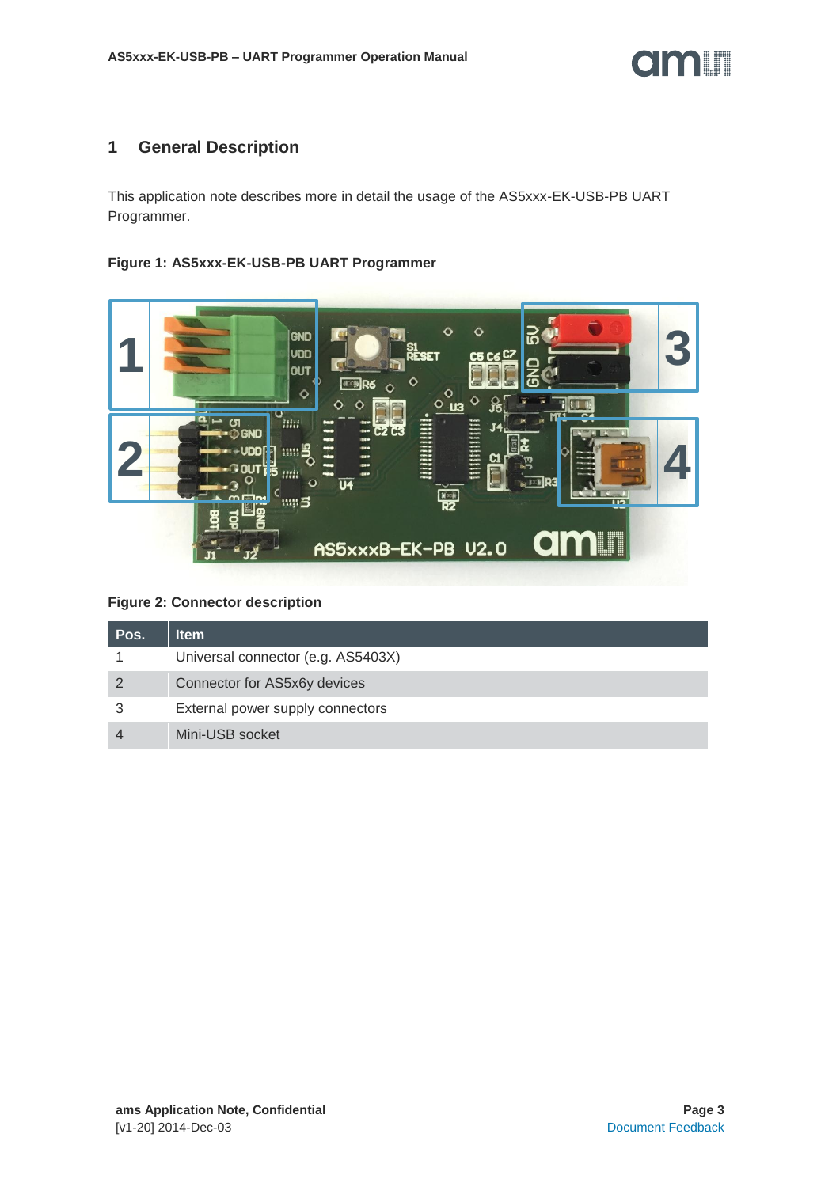# 1 General Description

This application note describes more in detail the usage of the AS5xxx-EK-USB-PB UART Programmer.

**Figure 1: AS5xxx-EK-USB-PB UART Programmer**

**Figure 2: Connector description**

| Pos. | Item |
|---|---|
| 1 | Universal connector (e.g. AS5403X) |
| 2 | Connector for AS5x6y devices |
| 3 | External power supply connectors |
| 4 | Mini-USB socket |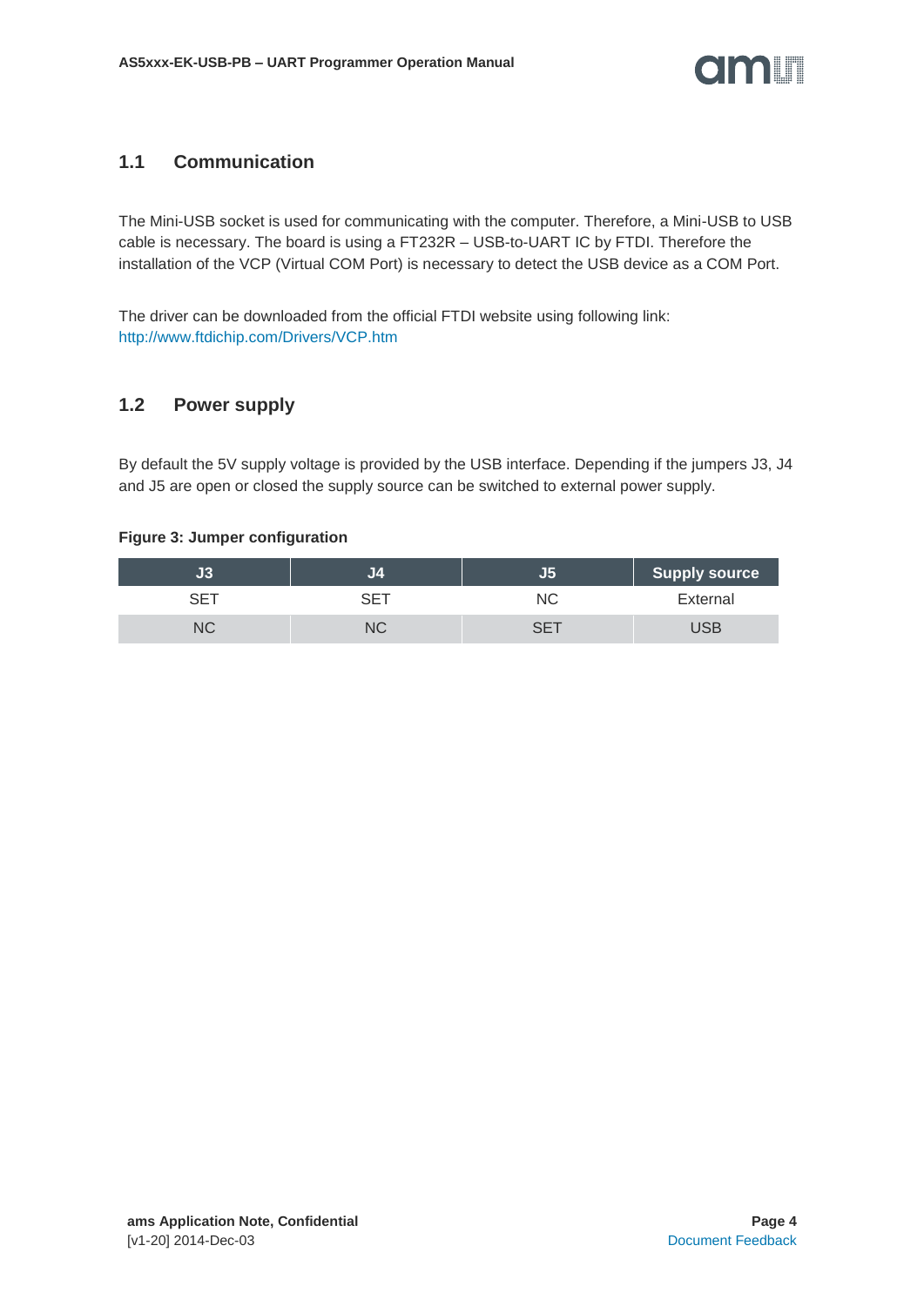## 1.1 Communication

The Mini-USB socket is used for communicating with the computer. Therefore, a Mini-USB to USB cable is necessary. The board is using a FT232R – USB-to-UART IC by FTDI. Therefore the installation of the VCP (Virtual COM Port) is necessary to detect the USB device as a COM Port.

The driver can be downloaded from the official FTDI website using following link:
http://www.ftdichip.com/Drivers/VCP.htm

## 1.2 Power supply

By default the 5V supply voltage is provided by the USB interface. Depending if the jumpers J3, J4 and J5 are open or closed the supply source can be switched to external power supply.

**Figure 3: Jumper configuration**

| J3 | J4 | J5 | Supply source |
|---|---|---|---|
| SET | SET | NC | External |
| NC | NC | SET | USB |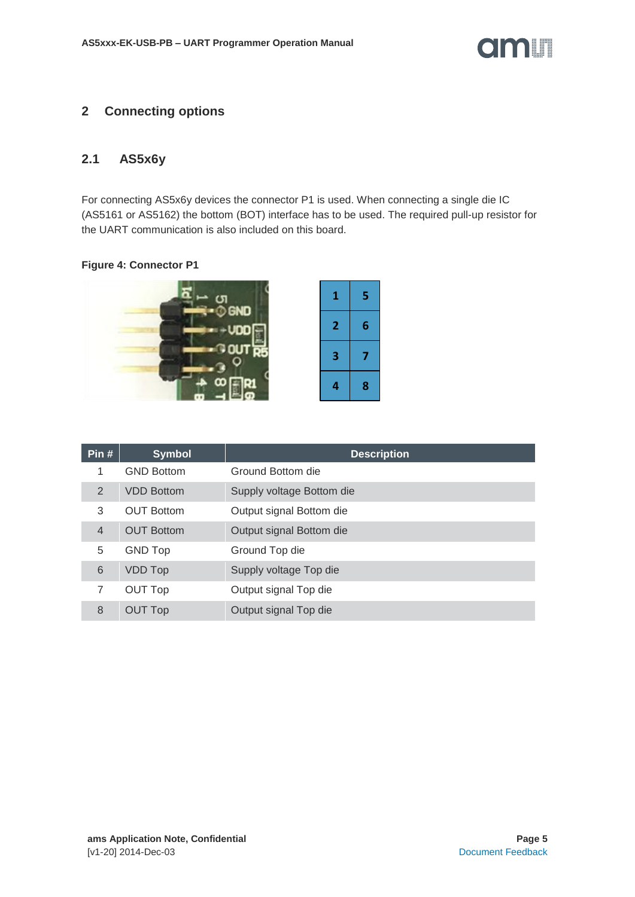# 2 Connecting options

## 2.1 AS5x6y

For connecting AS5x6y devices the connector P1 is used. When connecting a single die IC (AS5161 or AS5162) the bottom (BOT) interface has to be used. The required pull-up resistor for the UART communication is also included on this board.

**Figure 4: Connector P1**

| 1 | 5 |
|---|---|
| 2 | 6 |
| 3 | 7 |
| 4 | 8 |

| Pin # | Symbol | Description |
|---|---|---|
| 1 | GND Bottom | Ground Bottom die |
| 2 | VDD Bottom | Supply voltage Bottom die |
| 3 | OUT Bottom | Output signal Bottom die |
| 4 | OUT Bottom | Output signal Bottom die |
| 5 | GND Top | Ground Top die |
| 6 | VDD Top | Supply voltage Top die |
| 7 | OUT Top | Output signal Top die |
| 8 | OUT Top | Output signal Top die |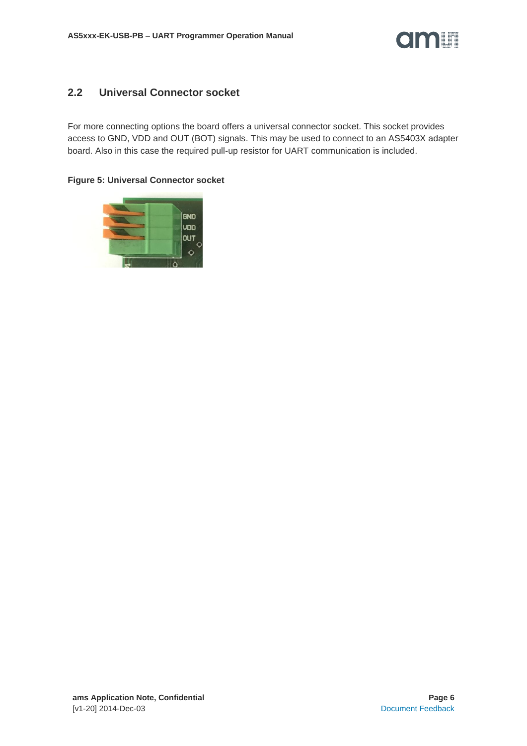## 2.2 Universal Connector socket

For more connecting options the board offers a universal connector socket. This socket provides access to GND, VDD and OUT (BOT) signals. This may be used to connect to an AS5403X adapter board. Also in this case the required pull-up resistor for UART communication is included.

**Figure 5: Universal Connector socket**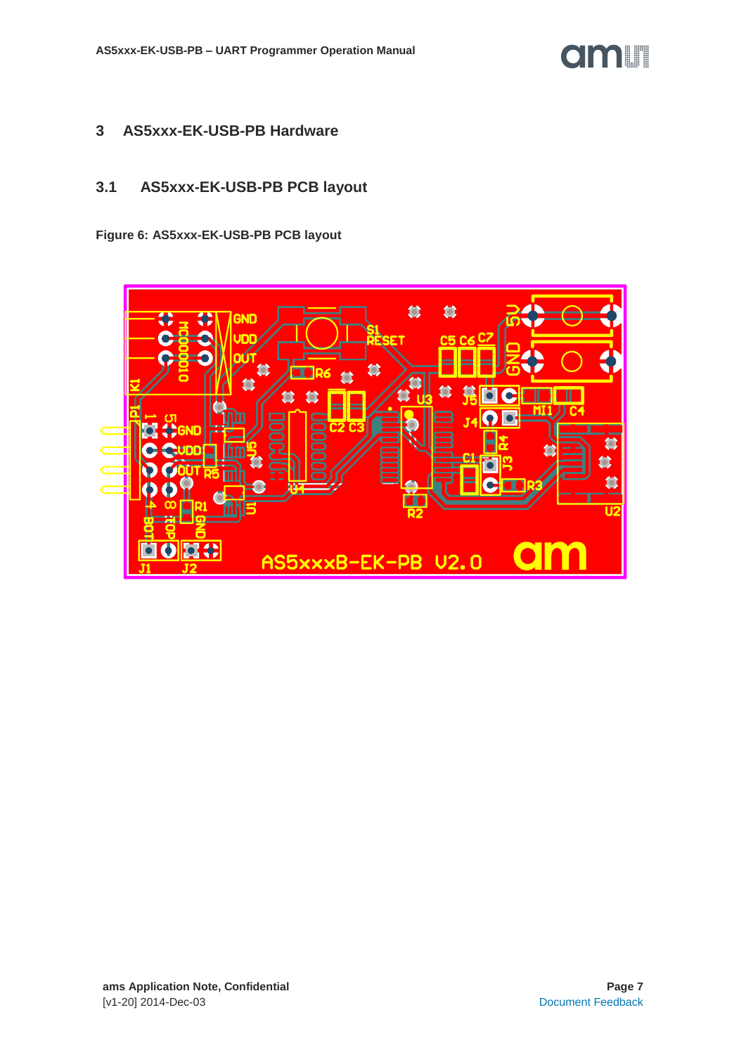# 3 AS5xxx-EK-USB-PB Hardware

## 3.1 AS5xxx-EK-USB-PB PCB layout

**Figure 6: AS5xxx-EK-USB-PB PCB layout**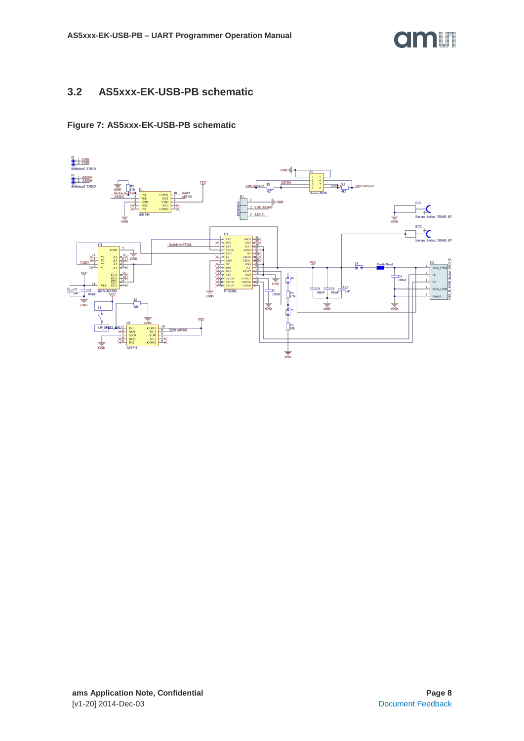## 3.2 AS5xxx-EK-USB-PB schematic

**Figure 7: AS5xxx-EK-USB-PB schematic**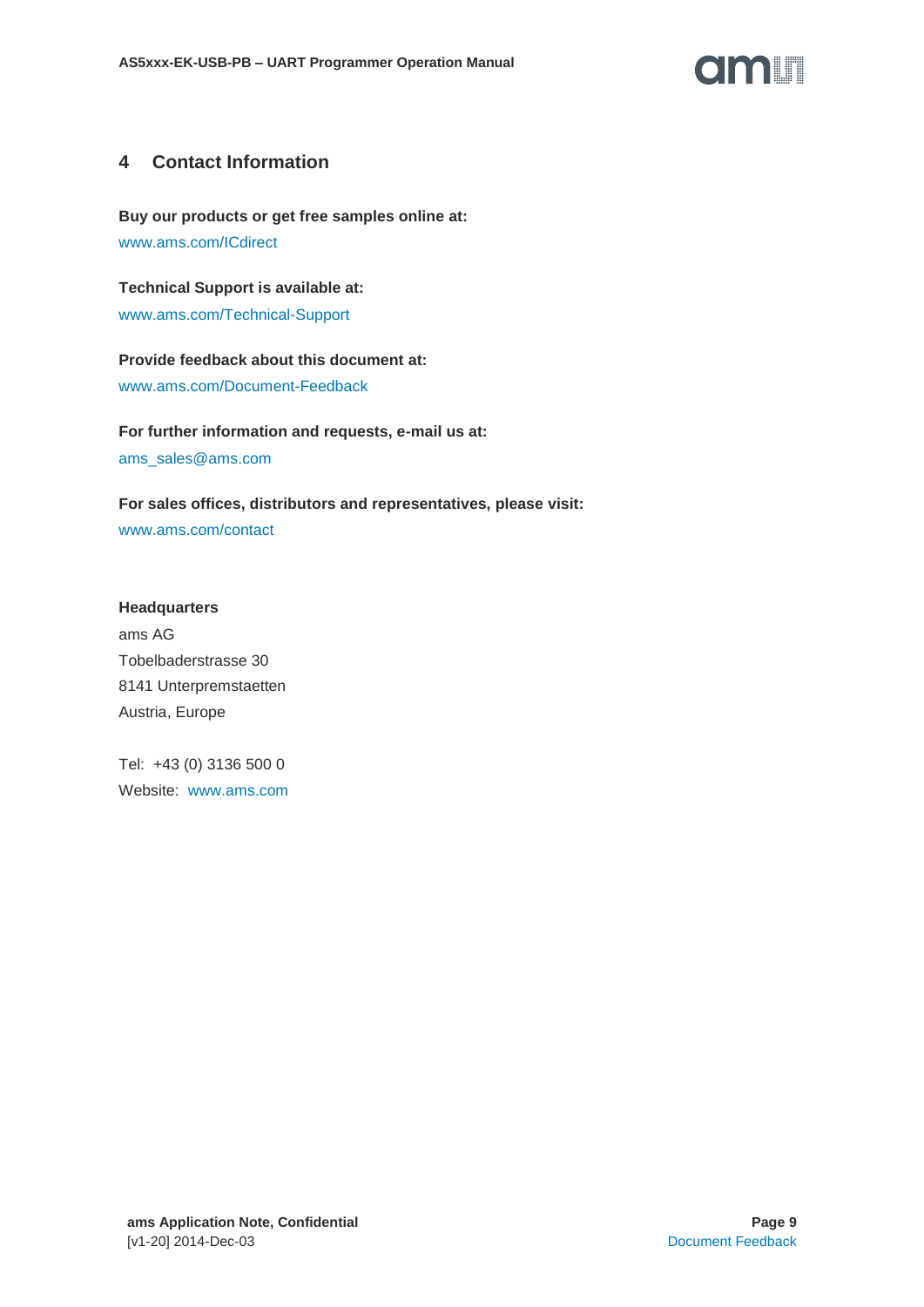# 4 Contact Information

**Buy our products or get free samples online at:**

www.ams.com/ICdirect

**Technical Support is available at:**

www.ams.com/Technical-Support

**Provide feedback about this document at:**

www.ams.com/Document-Feedback

**For further information and requests, e-mail us at:**

ams_sales@ams.com

**For sales offices, distributors and representatives, please visit:**

www.ams.com/contact

**Headquarters**

ams AG
Tobelbaderstrasse 30
8141 Unterpremstaetten
Austria, Europe

Tel: +43 (0) 3136 500 0
Website: www.ams.com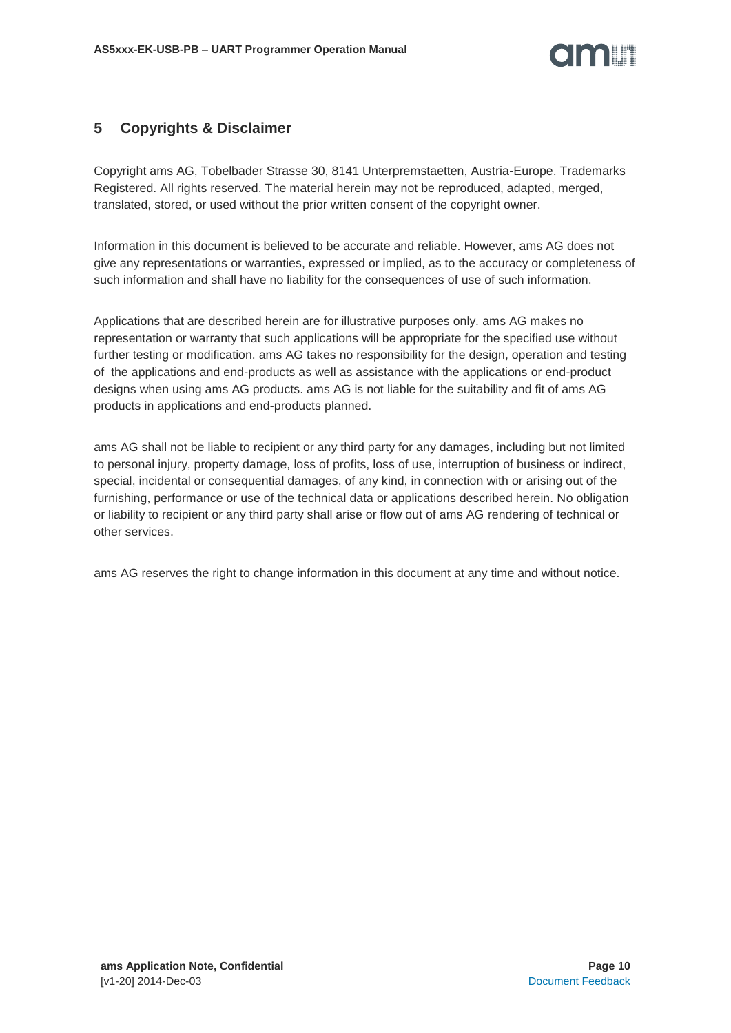## 5 Copyrights & Disclaimer

Copyright ams AG, Tobelbader Strasse 30, 8141 Unterpremstaetten, Austria-Europe. Trademarks Registered. All rights reserved. The material herein may not be reproduced, adapted, merged, translated, stored, or used without the prior written consent of the copyright owner.

Information in this document is believed to be accurate and reliable. However, ams AG does not give any representations or warranties, expressed or implied, as to the accuracy or completeness of such information and shall have no liability for the consequences of use of such information.

Applications that are described herein are for illustrative purposes only. ams AG makes no representation or warranty that such applications will be appropriate for the specified use without further testing or modification. ams AG takes no responsibility for the design, operation and testing of the applications and end-products as well as assistance with the applications or end-product designs when using ams AG products. ams AG is not liable for the suitability and fit of ams AG products in applications and end-products planned.

ams AG shall not be liable to recipient or any third party for any damages, including but not limited to personal injury, property damage, loss of profits, loss of use, interruption of business or indirect, special, incidental or consequential damages, of any kind, in connection with or arising out of the furnishing, performance or use of the technical data or applications described herein. No obligation or liability to recipient or any third party shall arise or flow out of ams AG rendering of technical or other services.

ams AG reserves the right to change information in this document at any time and without notice.